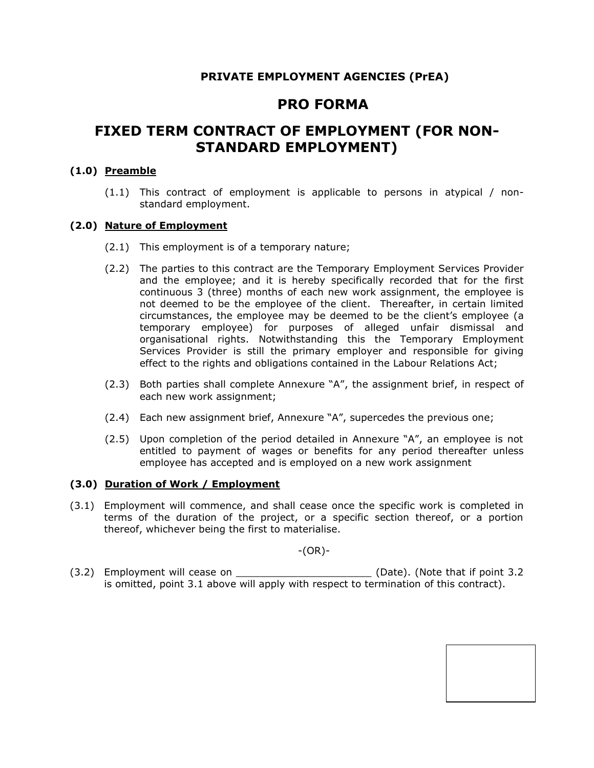**PRIVATE EMPLOYMENT AGENCIES (PrEA)**

# PRO FORMA

# FIXED TERM CONTRACT OF EMPLOYMENT (FOR NON-STANDARD EMPLOYMENT)

**(1.0) Preamble**

(1.1) This contract of employment is applicable to persons in atypical / non-standard employment.

**(2.0) Nature of Employment**

(2.1) This employment is of a temporary nature;

(2.2) The parties to this contract are the Temporary Employment Services Provider and the employee; and it is hereby specifically recorded that for the first continuous 3 (three) months of each new work assignment, the employee is not deemed to be the employee of the client. Thereafter, in certain limited circumstances, the employee may be deemed to be the client's employee (a temporary employee) for purposes of alleged unfair dismissal and organisational rights. Notwithstanding this the Temporary Employment Services Provider is still the primary employer and responsible for giving effect to the rights and obligations contained in the Labour Relations Act;

(2.3) Both parties shall complete Annexure "A", the assignment brief, in respect of each new work assignment;

(2.4) Each new assignment brief, Annexure "A", supercedes the previous one;

(2.5) Upon completion of the period detailed in Annexure "A", an employee is not entitled to payment of wages or benefits for any period thereafter unless employee has accepted and is employed on a new work assignment

**(3.0) Duration of Work / Employment**

(3.1) Employment will commence, and shall cease once the specific work is completed in terms of the duration of the project, or a specific section thereof, or a portion thereof, whichever being the first to materialise.

-(OR)-

(3.2) Employment will cease on ______________________ (Date). (Note that if point 3.2 is omitted, point 3.1 above will apply with respect to termination of this contract).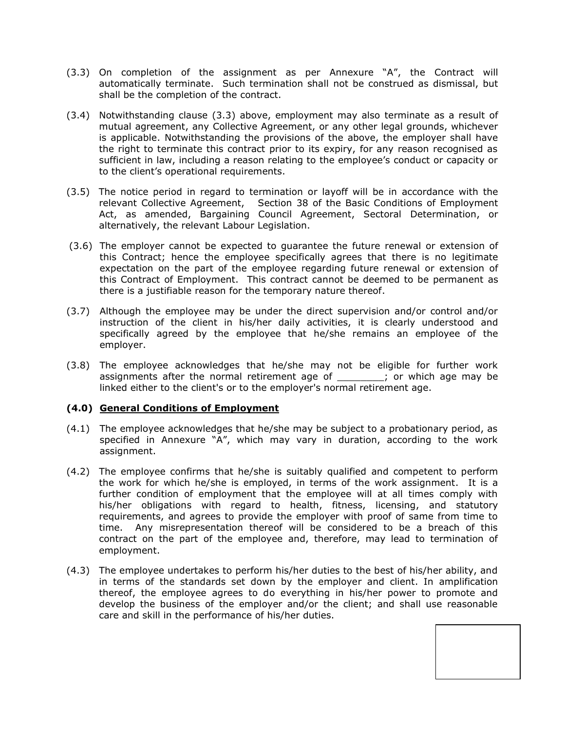(3.3) On completion of the assignment as per Annexure "A", the Contract will automatically terminate. Such termination shall not be construed as dismissal, but shall be the completion of the contract.

(3.4) Notwithstanding clause (3.3) above, employment may also terminate as a result of mutual agreement, any Collective Agreement, or any other legal grounds, whichever is applicable. Notwithstanding the provisions of the above, the employer shall have the right to terminate this contract prior to its expiry, for any reason recognised as sufficient in law, including a reason relating to the employee's conduct or capacity or to the client's operational requirements.

(3.5) The notice period in regard to termination or layoff will be in accordance with the relevant Collective Agreement, Section 38 of the Basic Conditions of Employment Act, as amended, Bargaining Council Agreement, Sectoral Determination, or alternatively, the relevant Labour Legislation.

(3.6) The employer cannot be expected to guarantee the future renewal or extension of this Contract; hence the employee specifically agrees that there is no legitimate expectation on the part of the employee regarding future renewal or extension of this Contract of Employment. This contract cannot be deemed to be permanent as there is a justifiable reason for the temporary nature thereof.

(3.7) Although the employee may be under the direct supervision and/or control and/or instruction of the client in his/her daily activities, it is clearly understood and specifically agreed by the employee that he/she remains an employee of the employer.

(3.8) The employee acknowledges that he/she may not be eligible for further work assignments after the normal retirement age of ________; or which age may be linked either to the client's or to the employer's normal retirement age.

**(4.0) <u>General Conditions of Employment</u>**

(4.1) The employee acknowledges that he/she may be subject to a probationary period, as specified in Annexure "A", which may vary in duration, according to the work assignment.

(4.2) The employee confirms that he/she is suitably qualified and competent to perform the work for which he/she is employed, in terms of the work assignment. It is a further condition of employment that the employee will at all times comply with his/her obligations with regard to health, fitness, licensing, and statutory requirements, and agrees to provide the employer with proof of same from time to time. Any misrepresentation thereof will be considered to be a breach of this contract on the part of the employee and, therefore, may lead to termination of employment.

(4.3) The employee undertakes to perform his/her duties to the best of his/her ability, and in terms of the standards set down by the employer and client. In amplification thereof, the employee agrees to do everything in his/her power to promote and develop the business of the employer and/or the client; and shall use reasonable care and skill in the performance of his/her duties.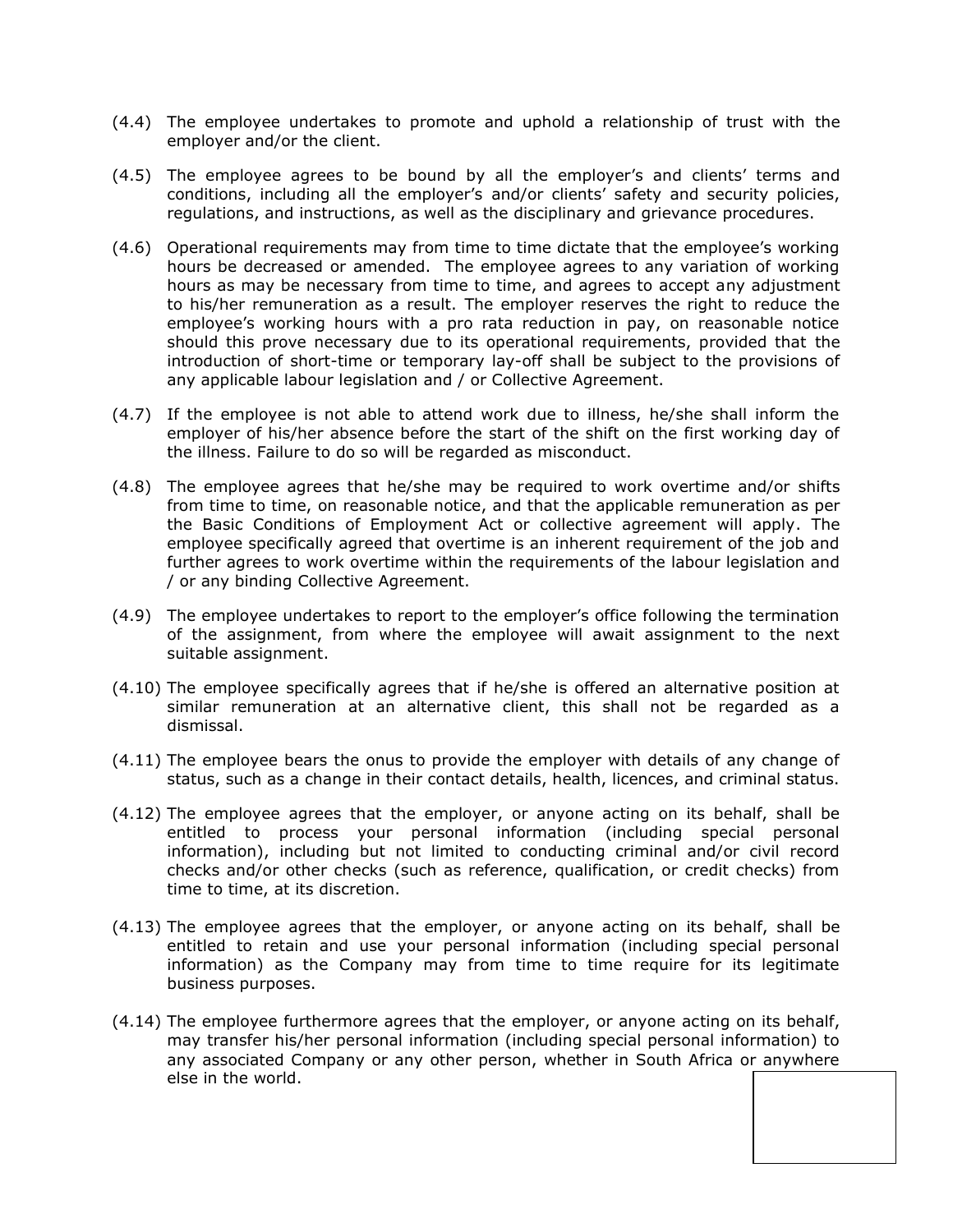(4.4) The employee undertakes to promote and uphold a relationship of trust with the employer and/or the client.

(4.5) The employee agrees to be bound by all the employer's and clients' terms and conditions, including all the employer's and/or clients' safety and security policies, regulations, and instructions, as well as the disciplinary and grievance procedures.

(4.6) Operational requirements may from time to time dictate that the employee's working hours be decreased or amended. The employee agrees to any variation of working hours as may be necessary from time to time, and agrees to accept any adjustment to his/her remuneration as a result. The employer reserves the right to reduce the employee's working hours with a pro rata reduction in pay, on reasonable notice should this prove necessary due to its operational requirements, provided that the introduction of short-time or temporary lay-off shall be subject to the provisions of any applicable labour legislation and / or Collective Agreement.

(4.7) If the employee is not able to attend work due to illness, he/she shall inform the employer of his/her absence before the start of the shift on the first working day of the illness. Failure to do so will be regarded as misconduct.

(4.8) The employee agrees that he/she may be required to work overtime and/or shifts from time to time, on reasonable notice, and that the applicable remuneration as per the Basic Conditions of Employment Act or collective agreement will apply. The employee specifically agreed that overtime is an inherent requirement of the job and further agrees to work overtime within the requirements of the labour legislation and / or any binding Collective Agreement.

(4.9) The employee undertakes to report to the employer's office following the termination of the assignment, from where the employee will await assignment to the next suitable assignment.

(4.10) The employee specifically agrees that if he/she is offered an alternative position at similar remuneration at an alternative client, this shall not be regarded as a dismissal.

(4.11) The employee bears the onus to provide the employer with details of any change of status, such as a change in their contact details, health, licences, and criminal status.

(4.12) The employee agrees that the employer, or anyone acting on its behalf, shall be entitled to process your personal information (including special personal information), including but not limited to conducting criminal and/or civil record checks and/or other checks (such as reference, qualification, or credit checks) from time to time, at its discretion.

(4.13) The employee agrees that the employer, or anyone acting on its behalf, shall be entitled to retain and use your personal information (including special personal information) as the Company may from time to time require for its legitimate business purposes.

(4.14) The employee furthermore agrees that the employer, or anyone acting on its behalf, may transfer his/her personal information (including special personal information) to any associated Company or any other person, whether in South Africa or anywhere else in the world.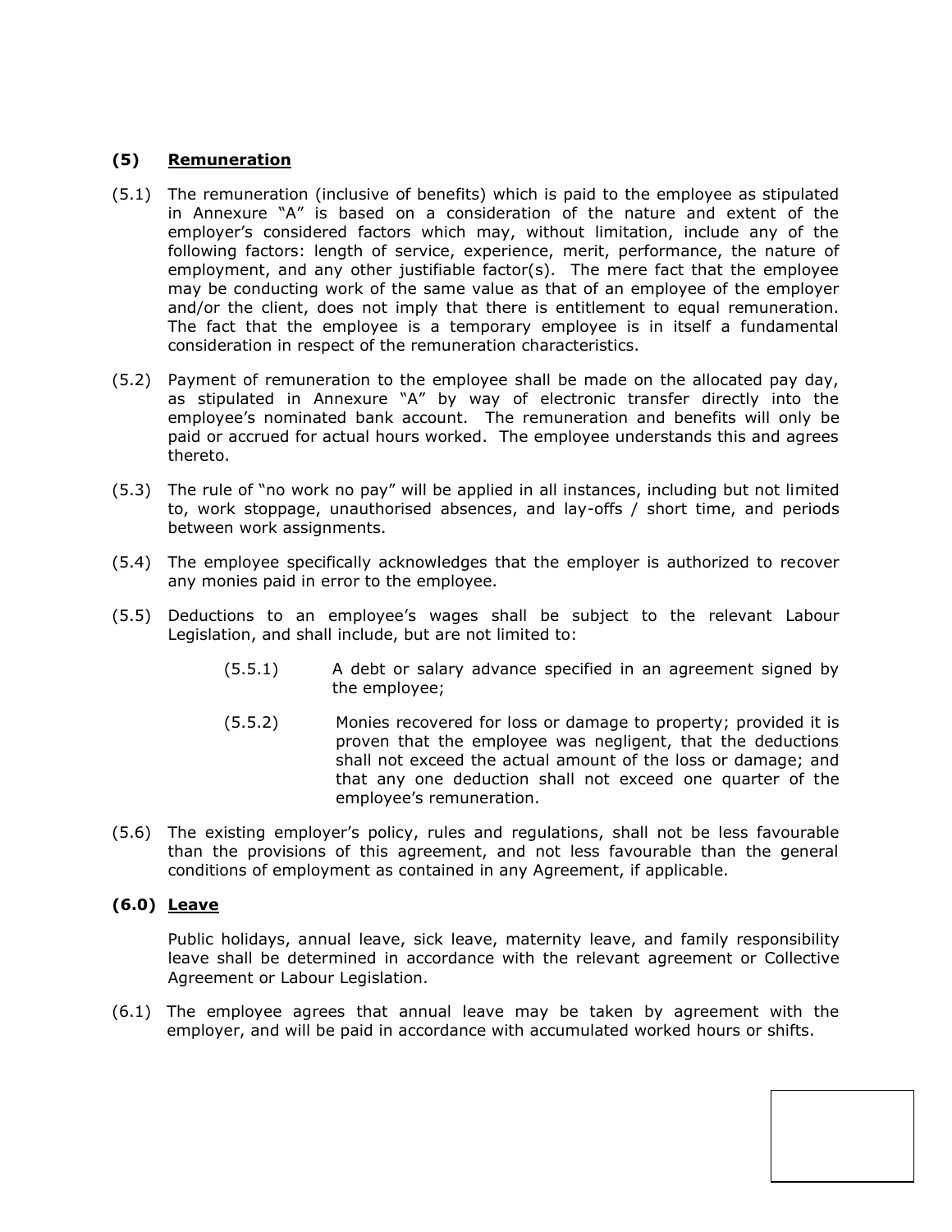### (5) Remuneration

(5.1) The remuneration (inclusive of benefits) which is paid to the employee as stipulated in Annexure "A" is based on a consideration of the nature and extent of the employer's considered factors which may, without limitation, include any of the following factors: length of service, experience, merit, performance, the nature of employment, and any other justifiable factor(s). The mere fact that the employee may be conducting work of the same value as that of an employee of the employer and/or the client, does not imply that there is entitlement to equal remuneration. The fact that the employee is a temporary employee is in itself a fundamental consideration in respect of the remuneration characteristics.

(5.2) Payment of remuneration to the employee shall be made on the allocated pay day, as stipulated in Annexure "A" by way of electronic transfer directly into the employee's nominated bank account. The remuneration and benefits will only be paid or accrued for actual hours worked. The employee understands this and agrees thereto.

(5.3) The rule of "no work no pay" will be applied in all instances, including but not limited to, work stoppage, unauthorised absences, and lay-offs / short time, and periods between work assignments.

(5.4) The employee specifically acknowledges that the employer is authorized to recover any monies paid in error to the employee.

(5.5) Deductions to an employee's wages shall be subject to the relevant Labour Legislation, and shall include, but are not limited to:

> (5.5.1) A debt or salary advance specified in an agreement signed by the employee;
>
> (5.5.2) Monies recovered for loss or damage to property; provided it is proven that the employee was negligent, that the deductions shall not exceed the actual amount of the loss or damage; and that any one deduction shall not exceed one quarter of the employee's remuneration.

(5.6) The existing employer's policy, rules and regulations, shall not be less favourable than the provisions of this agreement, and not less favourable than the general conditions of employment as contained in any Agreement, if applicable.

### (6.0) Leave

Public holidays, annual leave, sick leave, maternity leave, and family responsibility leave shall be determined in accordance with the relevant agreement or Collective Agreement or Labour Legislation.

(6.1) The employee agrees that annual leave may be taken by agreement with the employer, and will be paid in accordance with accumulated worked hours or shifts.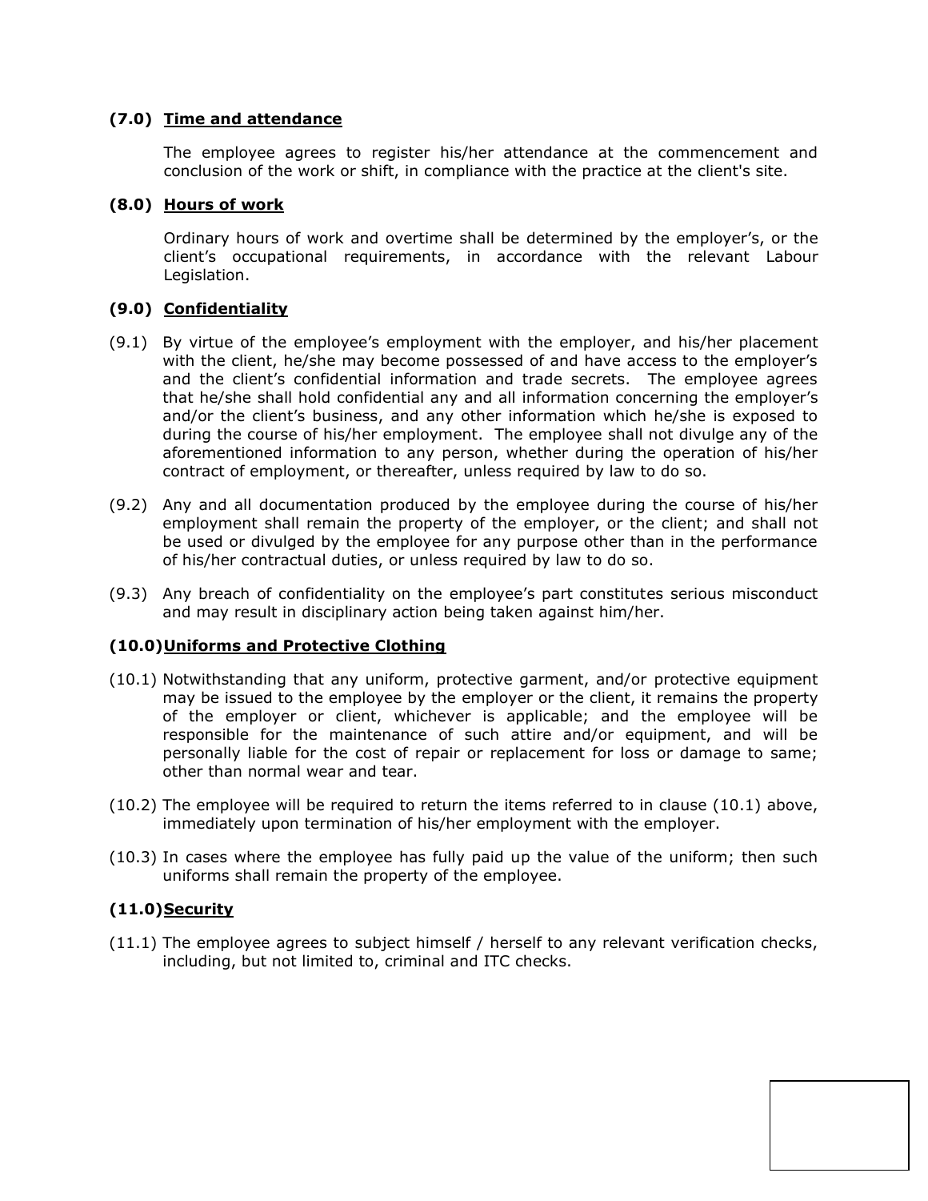### (7.0) Time and attendance

The employee agrees to register his/her attendance at the commencement and conclusion of the work or shift, in compliance with the practice at the client's site.

### (8.0) Hours of work

Ordinary hours of work and overtime shall be determined by the employer's, or the client's occupational requirements, in accordance with the relevant Labour Legislation.

### (9.0) Confidentiality

(9.1) By virtue of the employee's employment with the employer, and his/her placement with the client, he/she may become possessed of and have access to the employer's and the client's confidential information and trade secrets. The employee agrees that he/she shall hold confidential any and all information concerning the employer's and/or the client's business, and any other information which he/she is exposed to during the course of his/her employment. The employee shall not divulge any of the aforementioned information to any person, whether during the operation of his/her contract of employment, or thereafter, unless required by law to do so.

(9.2) Any and all documentation produced by the employee during the course of his/her employment shall remain the property of the employer, or the client; and shall not be used or divulged by the employee for any purpose other than in the performance of his/her contractual duties, or unless required by law to do so.

(9.3) Any breach of confidentiality on the employee's part constitutes serious misconduct and may result in disciplinary action being taken against him/her.

### (10.0) Uniforms and Protective Clothing

(10.1) Notwithstanding that any uniform, protective garment, and/or protective equipment may be issued to the employee by the employer or the client, it remains the property of the employer or client, whichever is applicable; and the employee will be responsible for the maintenance of such attire and/or equipment, and will be personally liable for the cost of repair or replacement for loss or damage to same; other than normal wear and tear.

(10.2) The employee will be required to return the items referred to in clause (10.1) above, immediately upon termination of his/her employment with the employer.

(10.3) In cases where the employee has fully paid up the value of the uniform; then such uniforms shall remain the property of the employee.

### (11.0) Security

(11.1) The employee agrees to subject himself / herself to any relevant verification checks, including, but not limited to, criminal and ITC checks.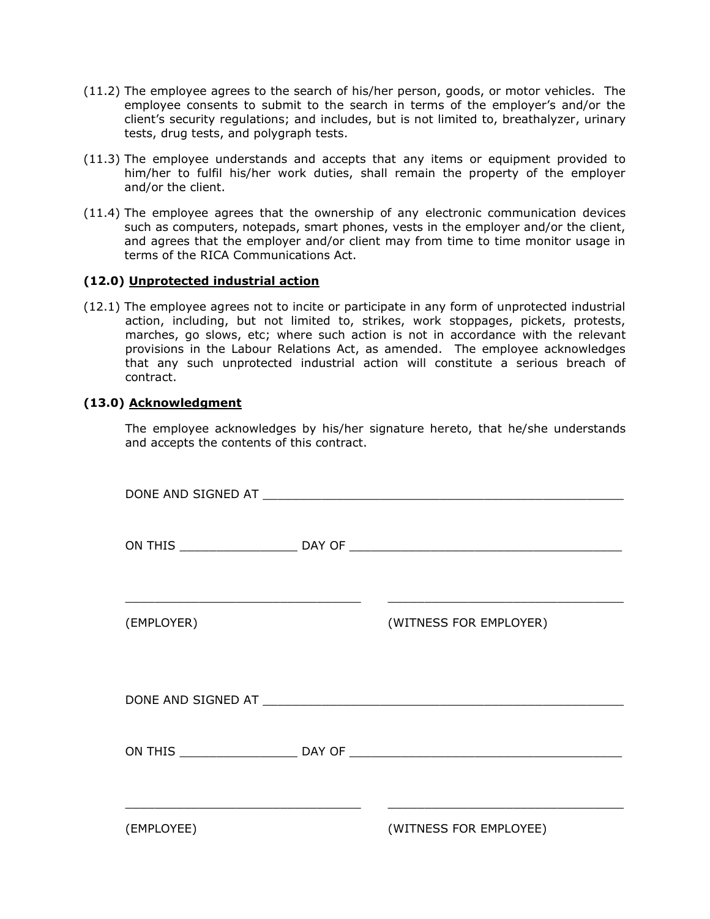(11.2) The employee agrees to the search of his/her person, goods, or motor vehicles. The employee consents to submit to the search in terms of the employer's and/or the client's security regulations; and includes, but is not limited to, breathalyzer, urinary tests, drug tests, and polygraph tests.

(11.3) The employee understands and accepts that any items or equipment provided to him/her to fulfil his/her work duties, shall remain the property of the employer and/or the client.

(11.4) The employee agrees that the ownership of any electronic communication devices such as computers, notepads, smart phones, vests in the employer and/or the client, and agrees that the employer and/or client may from time to time monitor usage in terms of the RICA Communications Act.

### (12.0) <u>Unprotected industrial action</u>

(12.1) The employee agrees not to incite or participate in any form of unprotected industrial action, including, but not limited to, strikes, work stoppages, pickets, protests, marches, go slows, etc; where such action is not in accordance with the relevant provisions in the Labour Relations Act, as amended. The employee acknowledges that any such unprotected industrial action will constitute a serious breach of contract.

### (13.0) <u>Acknowledgment</u>

The employee acknowledges by his/her signature hereto, that he/she understands and accepts the contents of this contract.

DONE AND SIGNED AT ____________________________________________________

ON THIS ________________ DAY OF _____________________________________

_________________________________ _________________________________

(EMPLOYER) (WITNESS FOR EMPLOYER)

DONE AND SIGNED AT ____________________________________________________

ON THIS ________________ DAY OF _____________________________________

_________________________________ _________________________________

(EMPLOYEE) (WITNESS FOR EMPLOYEE)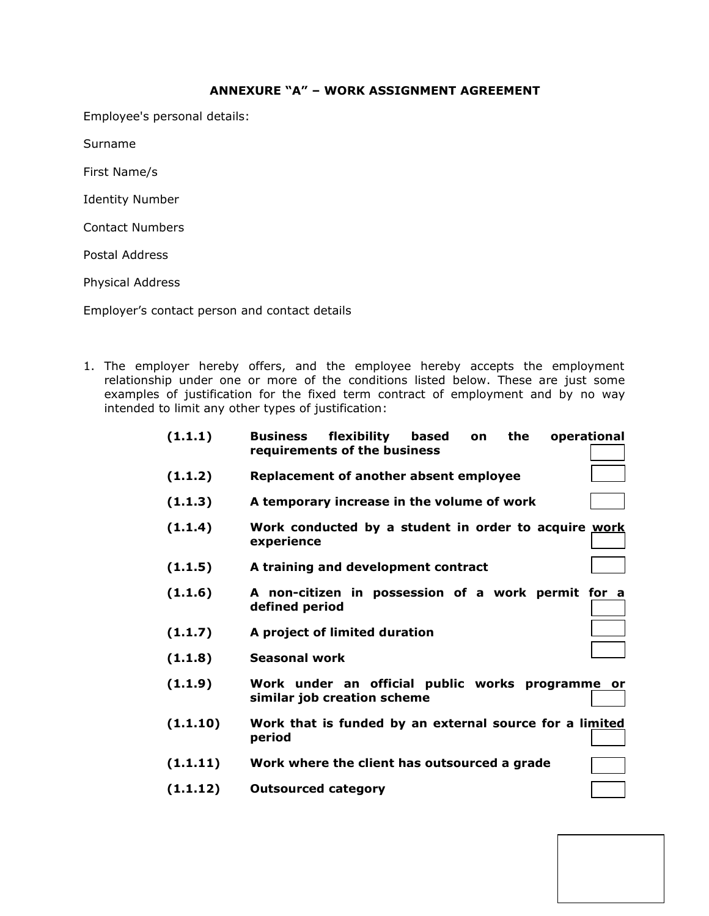**ANNEXURE "A" – WORK ASSIGNMENT AGREEMENT**

Employee's personal details:

Surname

First Name/s

Identity Number

Contact Numbers

Postal Address

Physical Address

Employer's contact person and contact details

1. The employer hereby offers, and the employee hereby accepts the employment relationship under one or more of the conditions listed below. These are just some examples of justification for the fixed term contract of employment and by no way intended to limit any other types of justification:

| | | |
|---|---|---|
| **(1.1.1)** | **Business flexibility based on the operational requirements of the business** | ☐ |
| **(1.1.2)** | **Replacement of another absent employee** | ☐ |
| **(1.1.3)** | **A temporary increase in the volume of work** | ☐ |
| **(1.1.4)** | **Work conducted by a student in order to acquire work experience** | ☐ |
| **(1.1.5)** | **A training and development contract** | ☐ |
| **(1.1.6)** | **A non-citizen in possession of a work permit for a defined period** | ☐ |
| **(1.1.7)** | **A project of limited duration** | ☐ |
| **(1.1.8)** | **Seasonal work** | ☐ |
| **(1.1.9)** | **Work under an official public works programme or similar job creation scheme** | ☐ |
| **(1.1.10)** | **Work that is funded by an external source for a limited period** | ☐ |
| **(1.1.11)** | **Work where the client has outsourced a grade** | ☐ |
| **(1.1.12)** | **Outsourced category** | ☐ |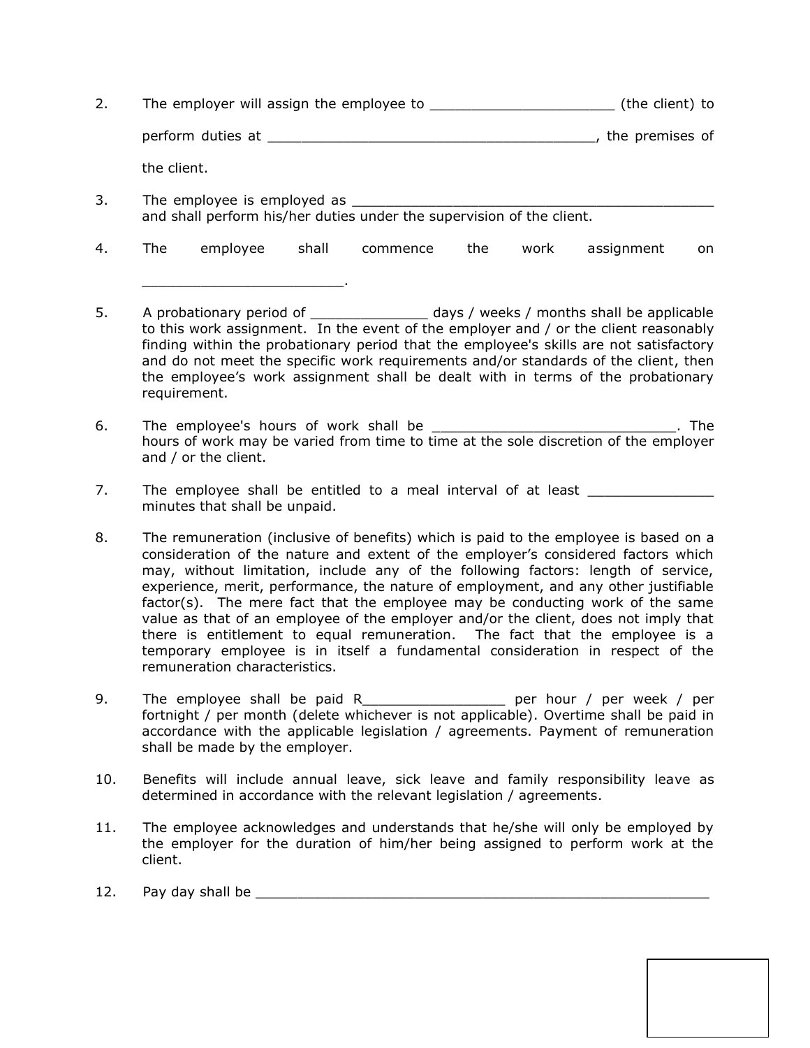2. The employer will assign the employee to ______________________ (the client) to perform duties at ______________________________________, the premises of the client.

3. The employee is employed as _____________________________________________ and shall perform his/her duties under the supervision of the client.

4. The employee shall commence the work assignment on ________________________.

5. A probationary period of _____________ days / weeks / months shall be applicable to this work assignment. In the event of the employer and / or the client reasonably finding within the probationary period that the employee's skills are not satisfactory and do not meet the specific work requirements and/or standards of the client, then the employee's work assignment shall be dealt with in terms of the probationary requirement.

6. The employee's hours of work shall be _____________________________. The hours of work may be varied from time to time at the sole discretion of the employer and / or the client.

7. The employee shall be entitled to a meal interval of at least ______________ minutes that shall be unpaid.

8. The remuneration (inclusive of benefits) which is paid to the employee is based on a consideration of the nature and extent of the employer's considered factors which may, without limitation, include any of the following factors: length of service, experience, merit, performance, the nature of employment, and any other justifiable factor(s). The mere fact that the employee may be conducting work of the same value as that of an employee of the employer and/or the client, does not imply that there is entitlement to equal remuneration. The fact that the employee is a temporary employee is in itself a fundamental consideration in respect of the remuneration characteristics.

9. The employee shall be paid R_________________ per hour / per week / per fortnight / per month (delete whichever is not applicable). Overtime shall be paid in accordance with the applicable legislation / agreements. Payment of remuneration shall be made by the employer.

10. Benefits will include annual leave, sick leave and family responsibility leave as determined in accordance with the relevant legislation / agreements.

11. The employee acknowledges and understands that he/she will only be employed by the employer for the duration of him/her being assigned to perform work at the client.

12. Pay day shall be _______________________________________________________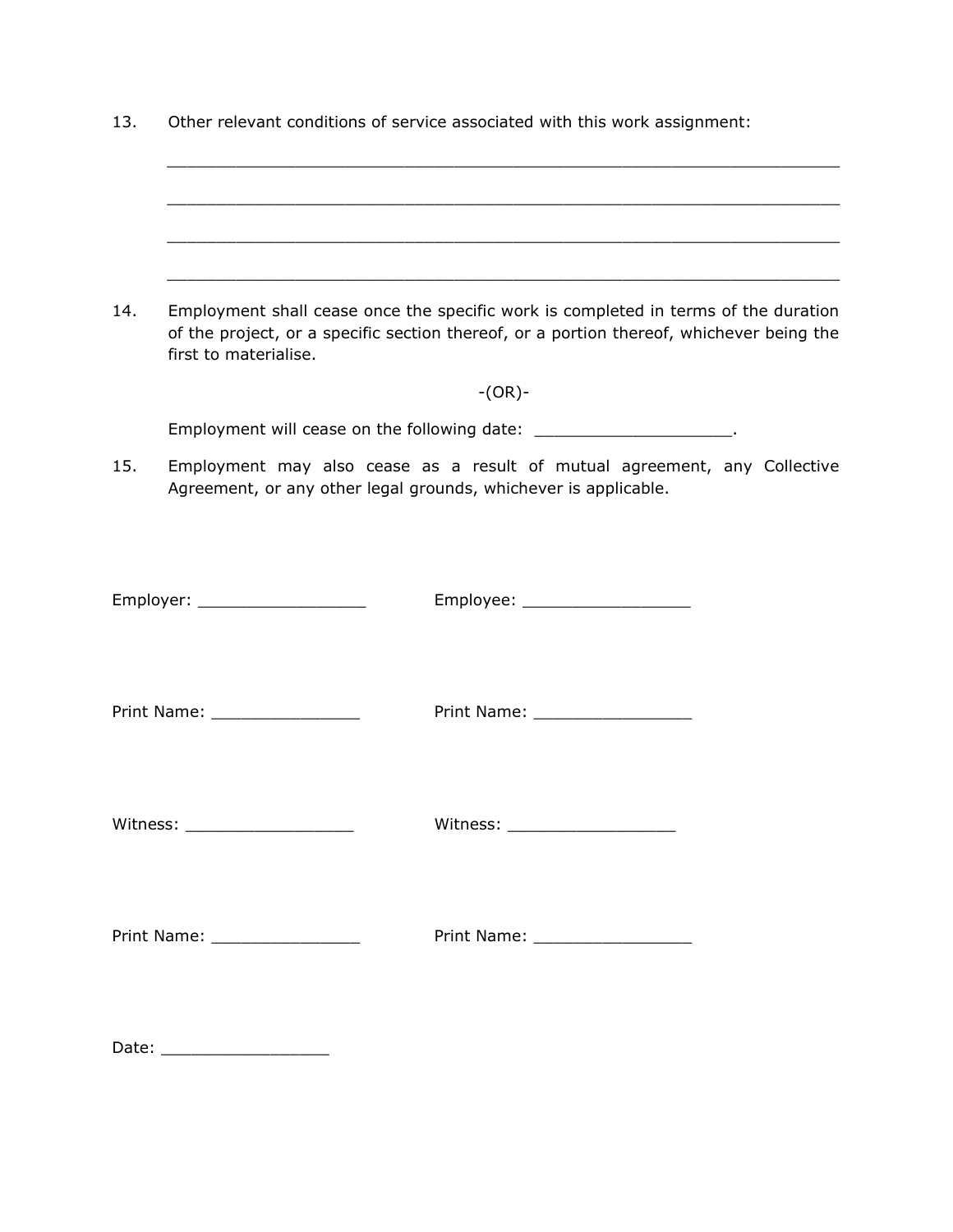13. Other relevant conditions of service associated with this work assignment:

    ____________________________________________________________________

    ____________________________________________________________________

    ____________________________________________________________________

    ____________________________________________________________________

14. Employment shall cease once the specific work is completed in terms of the duration of the project, or a specific section thereof, or a portion thereof, whichever being the first to materialise.

    -(OR)-

    Employment will cease on the following date: ____________________.

15. Employment may also cease as a result of mutual agreement, any Collective Agreement, or any other legal grounds, whichever is applicable.

Employer: _________________ Employee: _________________

Print Name: _______________ Print Name: ________________

Witness: _________________ Witness: _________________

Print Name: _______________ Print Name: ________________

Date: _________________